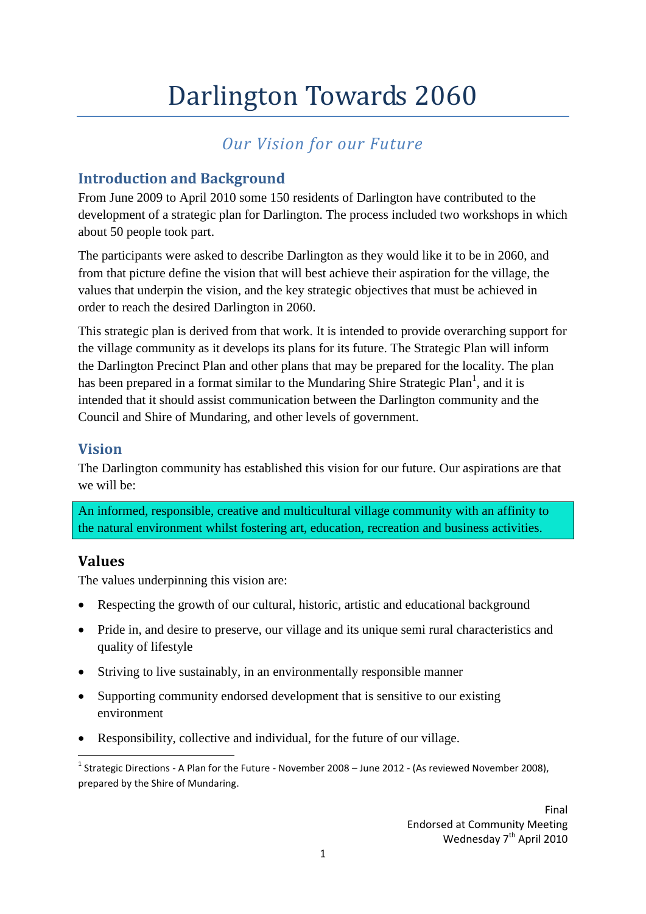# Darlington Towards 2060

## *Our Vision for our Future*

## Introduction and Background

From June 2009 to April 2010 some 150 residents of Darlington have contributed to the development of a strategic plan for Darlington. The process included two workshops in which about 50 people took part.

The participants were asked to describe Darlington as they would like it to be in 2060, and from that picture define the vision that will best achieve their aspiration for the village, the values that underpin the vision, and the key strategic objectives that must be achieved in order to reach the desired Darlington in 2060.

This strategic plan is derived from that work. It is intended to provide overarching support for the village community as it develops its plans for its future. The Strategic Plan will inform the Darlington Precinct Plan and other plans that may be prepared for the locality. The plan has been prepared in a format similar to the Mundaring Shire Strategic Plan[1], and it is intended that it should assist communication between the Darlington community and the Council and Shire of Mundaring, and other levels of government.

## Vision

The Darlington community has established this vision for our future. Our aspirations are that we will be:

> An informed, responsible, creative and multicultural village community with an affinity to the natural environment whilst fostering art, education, recreation and business activities.

## Values

The values underpinning this vision are:

- Respecting the growth of our cultural, historic, artistic and educational background
- Pride in, and desire to preserve, our village and its unique semi rural characteristics and quality of lifestyle
- Striving to live sustainably, in an environmentally responsible manner
- Supporting community endorsed development that is sensitive to our existing environment
- Responsibility, collective and individual, for the future of our village.

[1] Strategic Directions - A Plan for the Future - November 2008 – June 2012 - (As reviewed November 2008), prepared by the Shire of Mundaring.

Final
Endorsed at Community Meeting
Wednesday 7th April 2010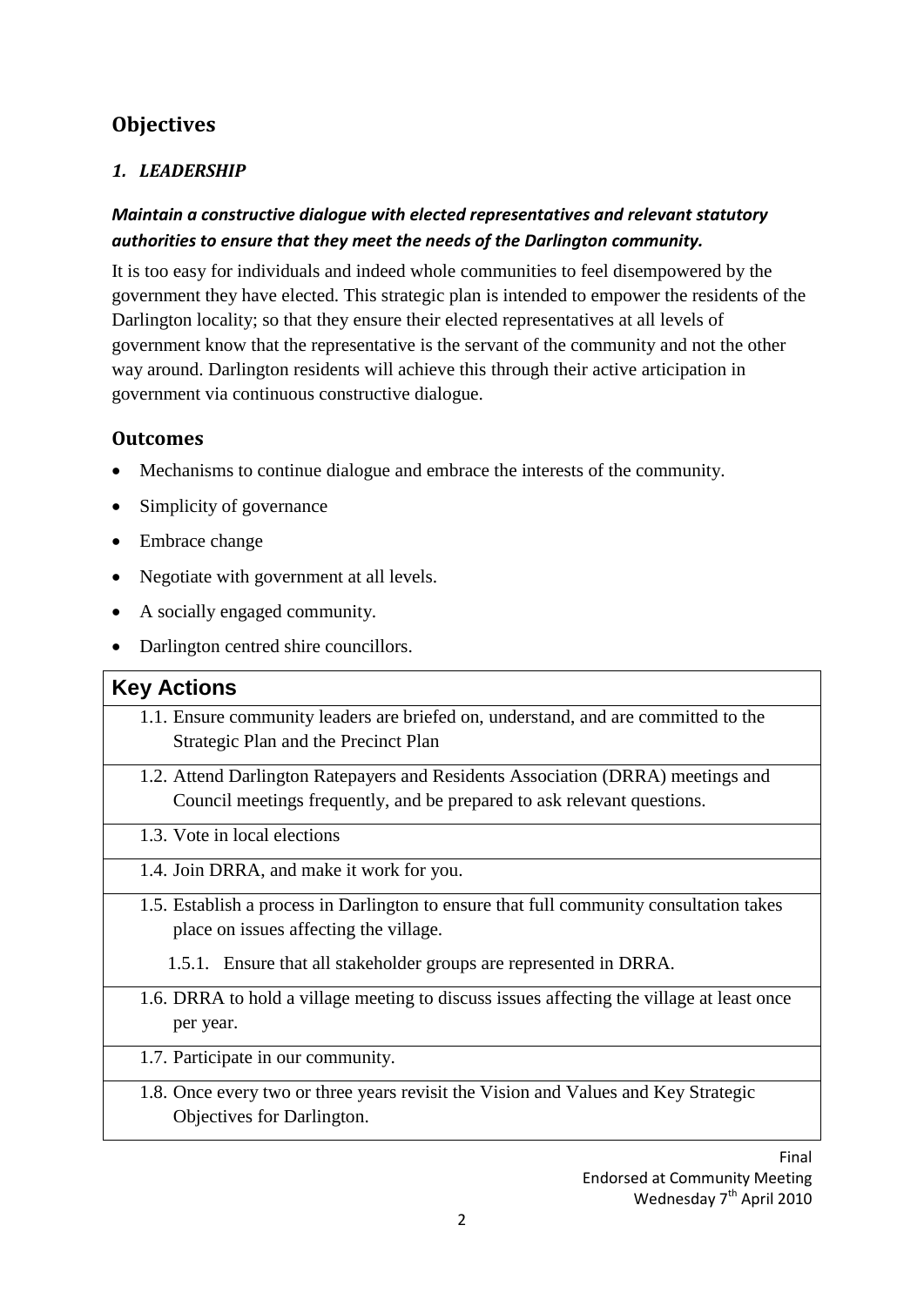## Objectives

### *1. LEADERSHIP*

***Maintain a constructive dialogue with elected representatives and relevant statutory authorities to ensure that they meet the needs of the Darlington community.***

It is too easy for individuals and indeed whole communities to feel disempowered by the government they have elected. This strategic plan is intended to empower the residents of the Darlington locality; so that they ensure their elected representatives at all levels of government know that the representative is the servant of the community and not the other way around. Darlington residents will achieve this through their active articipation in government via continuous constructive dialogue.

### Outcomes

- Mechanisms to continue dialogue and embrace the interests of the community.
- Simplicity of governance
- Embrace change
- Negotiate with government at all levels.
- A socially engaged community.
- Darlington centred shire councillors.

| Key Actions |
|---|
| 1.1. Ensure community leaders are briefed on, understand, and are committed to the Strategic Plan and the Precinct Plan |
| 1.2. Attend Darlington Ratepayers and Residents Association (DRRA) meetings and Council meetings frequently, and be prepared to ask relevant questions. |
| 1.3. Vote in local elections |
| 1.4. Join DRRA, and make it work for you. |
| 1.5. Establish a process in Darlington to ensure that full community consultation takes place on issues affecting the village.<br>1.5.1. Ensure that all stakeholder groups are represented in DRRA. |
| 1.6. DRRA to hold a village meeting to discuss issues affecting the village at least once per year. |
| 1.7. Participate in our community. |
| 1.8. Once every two or three years revisit the Vision and Values and Key Strategic Objectives for Darlington. |

Final
Endorsed at Community Meeting
Wednesday 7th April 2010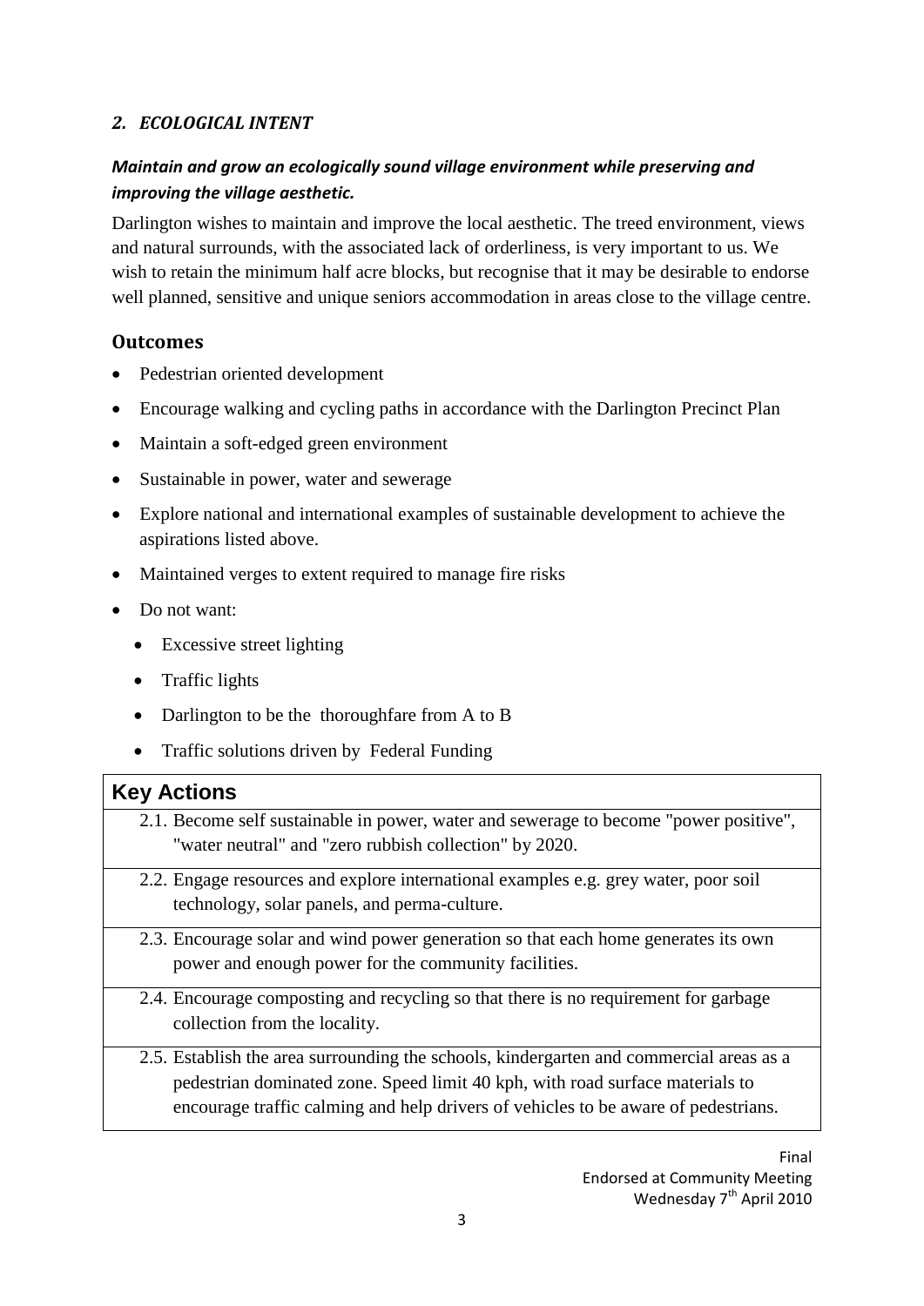## *2. ECOLOGICAL INTENT*

***Maintain and grow an ecologically sound village environment while preserving and improving the village aesthetic.***

Darlington wishes to maintain and improve the local aesthetic. The treed environment, views and natural surrounds, with the associated lack of orderliness, is very important to us. We wish to retain the minimum half acre blocks, but recognise that it may be desirable to endorse well planned, sensitive and unique seniors accommodation in areas close to the village centre.

### Outcomes

- Pedestrian oriented development
- Encourage walking and cycling paths in accordance with the Darlington Precinct Plan
- Maintain a soft-edged green environment
- Sustainable in power, water and sewerage
- Explore national and international examples of sustainable development to achieve the aspirations listed above.
- Maintained verges to extent required to manage fire risks
- Do not want:
  - Excessive street lighting
  - Traffic lights
  - Darlington to be the thoroughfare from A to B
  - Traffic solutions driven by Federal Funding

| **Key Actions** |
|---|
| 2.1. Become self sustainable in power, water and sewerage to become "power positive", "water neutral" and "zero rubbish collection" by 2020. |
| 2.2. Engage resources and explore international examples e.g. grey water, poor soil technology, solar panels, and perma-culture. |
| 2.3. Encourage solar and wind power generation so that each home generates its own power and enough power for the community facilities. |
| 2.4. Encourage composting and recycling so that there is no requirement for garbage collection from the locality. |
| 2.5. Establish the area surrounding the schools, kindergarten and commercial areas as a pedestrian dominated zone. Speed limit 40 kph, with road surface materials to encourage traffic calming and help drivers of vehicles to be aware of pedestrians. |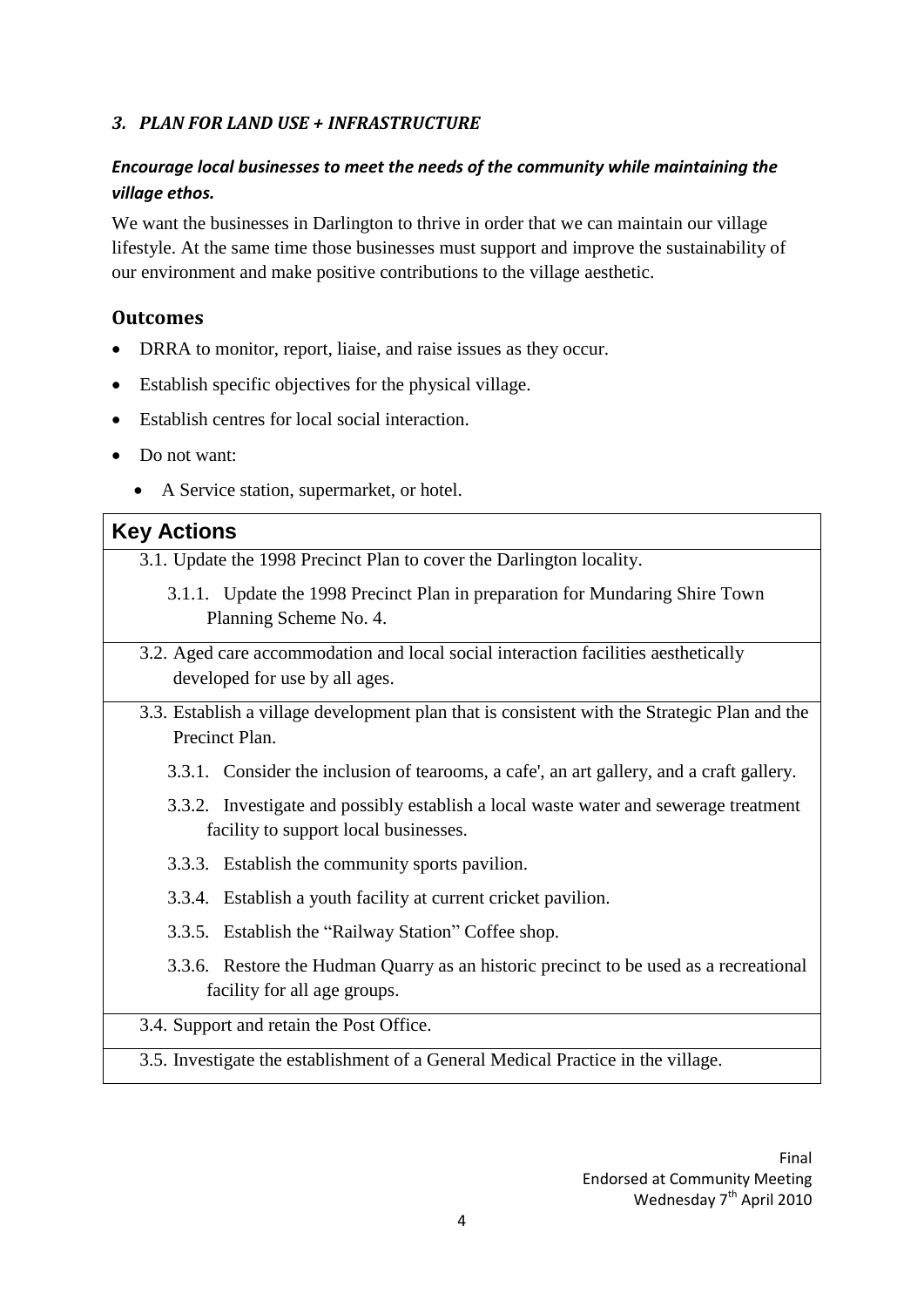### *3. PLAN FOR LAND USE + INFRASTRUCTURE*

***Encourage local businesses to meet the needs of the community while maintaining the village ethos.***

We want the businesses in Darlington to thrive in order that we can maintain our village lifestyle. At the same time those businesses must support and improve the sustainability of our environment and make positive contributions to the village aesthetic.

## Outcomes

- DRRA to monitor, report, liaise, and raise issues as they occur.
- Establish specific objectives for the physical village.
- Establish centres for local social interaction.
- Do not want:
  - A Service station, supermarket, or hotel.

| Key Actions |
|---|
| 3.1. Update the 1998 Precinct Plan to cover the Darlington locality.<br>3.1.1. Update the 1998 Precinct Plan in preparation for Mundaring Shire Town Planning Scheme No. 4. |
| 3.2. Aged care accommodation and local social interaction facilities aesthetically developed for use by all ages. |
| 3.3. Establish a village development plan that is consistent with the Strategic Plan and the Precinct Plan.<br>3.3.1. Consider the inclusion of tearooms, a cafe', an art gallery, and a craft gallery.<br>3.3.2. Investigate and possibly establish a local waste water and sewerage treatment facility to support local businesses.<br>3.3.3. Establish the community sports pavilion.<br>3.3.4. Establish a youth facility at current cricket pavilion.<br>3.3.5. Establish the "Railway Station" Coffee shop.<br>3.3.6. Restore the Hudman Quarry as an historic precinct to be used as a recreational facility for all age groups. |
| 3.4. Support and retain the Post Office. |
| 3.5. Investigate the establishment of a General Medical Practice in the village. |

Final
Endorsed at Community Meeting
Wednesday 7th April 2010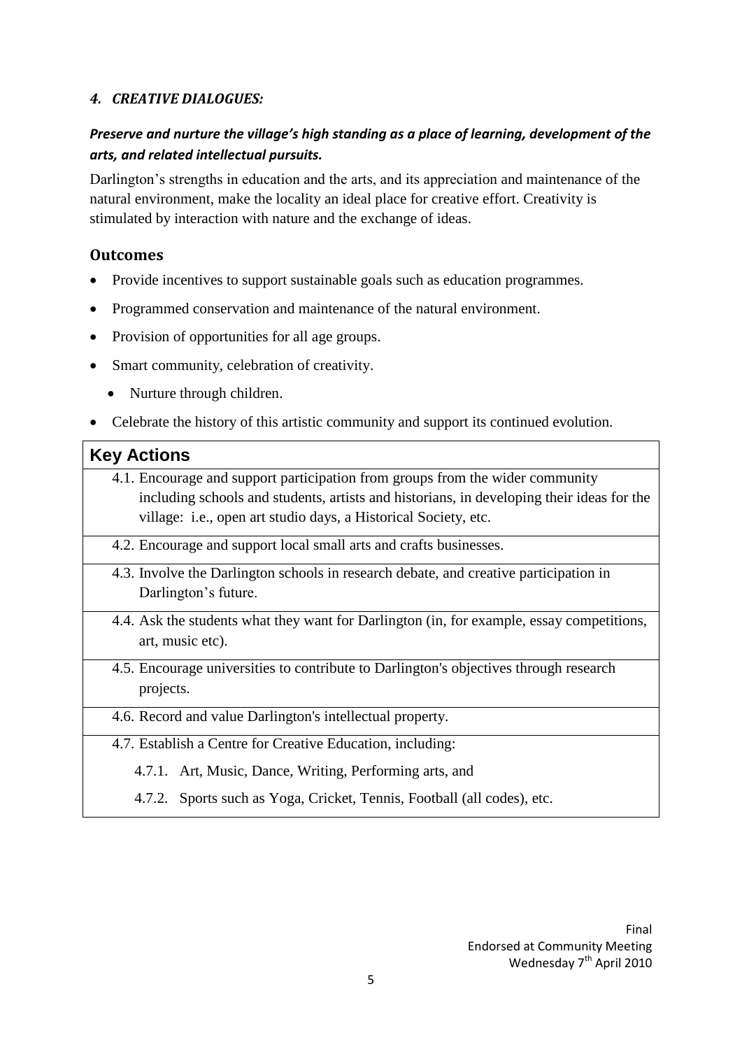### *4. CREATIVE DIALOGUES:*

***Preserve and nurture the village's high standing as a place of learning, development of the arts, and related intellectual pursuits.***

Darlington's strengths in education and the arts, and its appreciation and maintenance of the natural environment, make the locality an ideal place for creative effort. Creativity is stimulated by interaction with nature and the exchange of ideas.

## Outcomes

- Provide incentives to support sustainable goals such as education programmes.
- Programmed conservation and maintenance of the natural environment.
- Provision of opportunities for all age groups.
- Smart community, celebration of creativity.
  - Nurture through children.
- Celebrate the history of this artistic community and support its continued evolution.

| **Key Actions** |
|---|
| 4.1. Encourage and support participation from groups from the wider community including schools and students, artists and historians, in developing their ideas for the village: i.e., open art studio days, a Historical Society, etc. |
| 4.2. Encourage and support local small arts and crafts businesses. |
| 4.3. Involve the Darlington schools in research debate, and creative participation in Darlington's future. |
| 4.4. Ask the students what they want for Darlington (in, for example, essay competitions, art, music etc). |
| 4.5. Encourage universities to contribute to Darlington's objectives through research projects. |
| 4.6. Record and value Darlington's intellectual property. |
| 4.7. Establish a Centre for Creative Education, including:<br>4.7.1. Art, Music, Dance, Writing, Performing arts, and<br>4.7.2. Sports such as Yoga, Cricket, Tennis, Football (all codes), etc. |

Final
Endorsed at Community Meeting
Wednesday 7th April 2010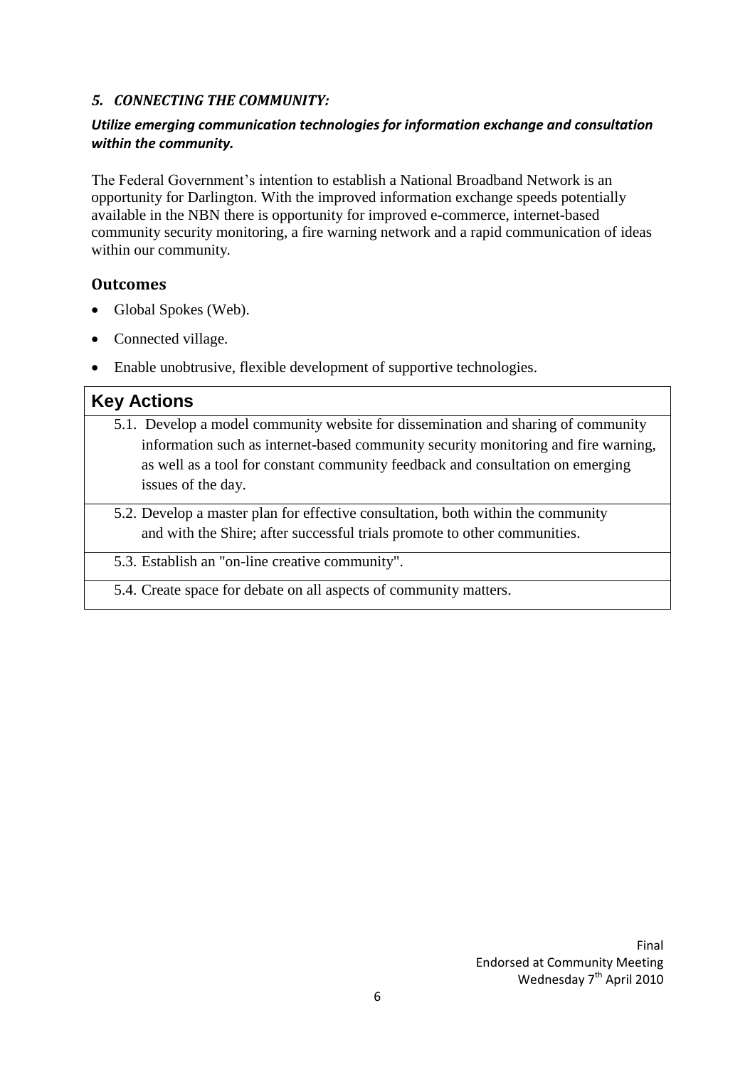### *5. CONNECTING THE COMMUNITY:*

***Utilize emerging communication technologies for information exchange and consultation within the community.***

The Federal Government's intention to establish a National Broadband Network is an opportunity for Darlington. With the improved information exchange speeds potentially available in the NBN there is opportunity for improved e-commerce, internet-based community security monitoring, a fire warning network and a rapid communication of ideas within our community.

## Outcomes

- Global Spokes (Web).
- Connected village.
- Enable unobtrusive, flexible development of supportive technologies.

| Key Actions |
|---|
| 5.1. Develop a model community website for dissemination and sharing of community information such as internet-based community security monitoring and fire warning, as well as a tool for constant community feedback and consultation on emerging issues of the day. |
| 5.2. Develop a master plan for effective consultation, both within the community and with the Shire; after successful trials promote to other communities. |
| 5.3. Establish an "on-line creative community". |
| 5.4. Create space for debate on all aspects of community matters. |

Final
Endorsed at Community Meeting
Wednesday 7th April 2010